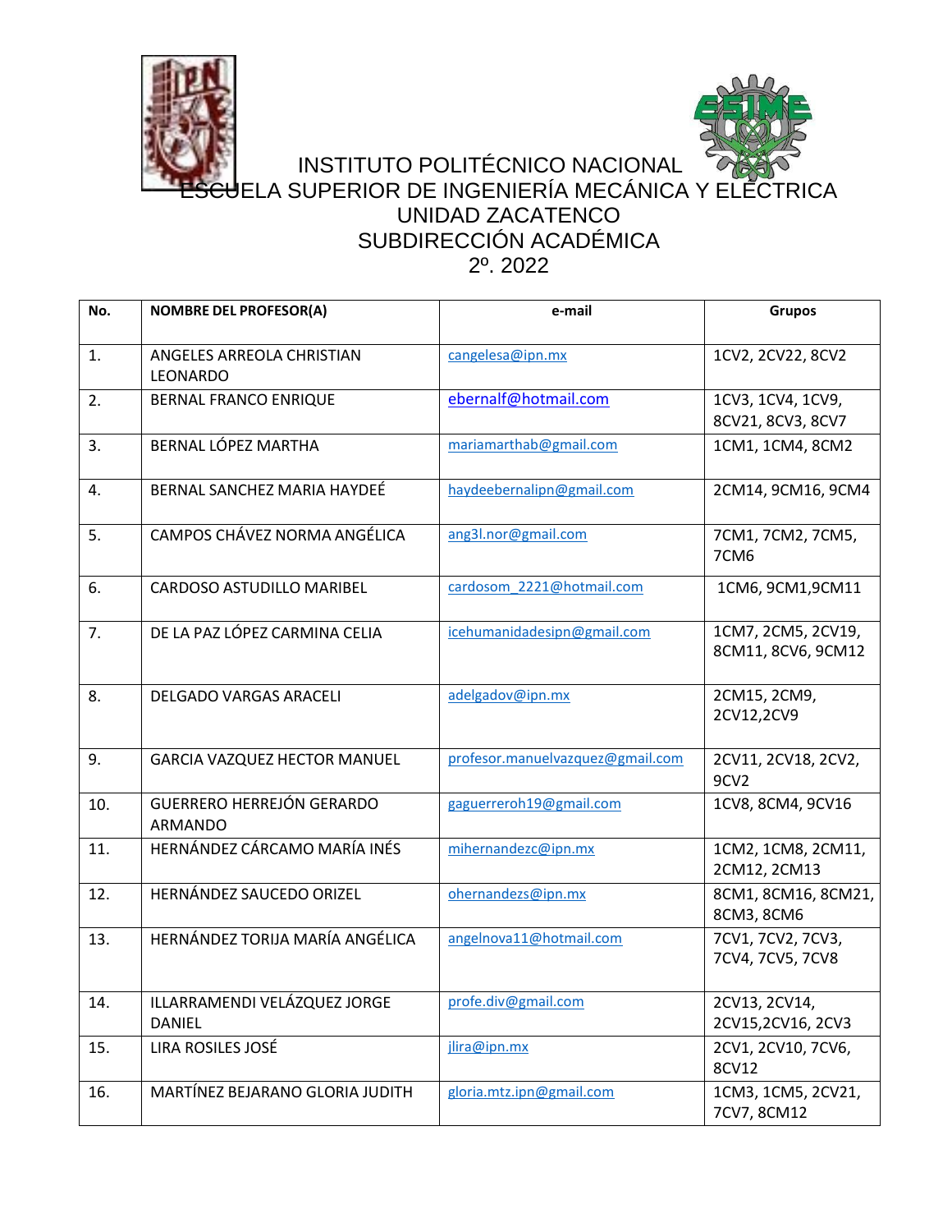# INSTITUTO POLITÉCNICO NACIONAL
## ESCUELA SUPERIOR DE INGENIERÍA MECÁNICA Y ELÉCTRICA
## UNIDAD ZACATENCO
## SUBDIRECCIÓN ACADÉMICA
## 2º. 2022

| No. | NOMBRE DEL PROFESOR(A) | e-mail | Grupos |
|---|---|---|---|
| 1. | ANGELES ARREOLA CHRISTIAN LEONARDO | cangelesa@ipn.mx | 1CV2, 2CV22, 8CV2 |
| 2. | BERNAL FRANCO ENRIQUE | ebernalf@hotmail.com | 1CV3, 1CV4, 1CV9, 8CV21, 8CV3, 8CV7 |
| 3. | BERNAL LÓPEZ MARTHA | mariamarthab@gmail.com | 1CM1, 1CM4, 8CM2 |
| 4. | BERNAL SANCHEZ MARIA HAYDEÉ | haydeebernalipn@gmail.com | 2CM14, 9CM16, 9CM4 |
| 5. | CAMPOS CHÁVEZ NORMA ANGÉLICA | ang3l.nor@gmail.com | 7CM1, 7CM2, 7CM5, 7CM6 |
| 6. | CARDOSO ASTUDILLO MARIBEL | cardosom_2221@hotmail.com | 1CM6, 9CM1,9CM11 |
| 7. | DE LA PAZ LÓPEZ CARMINA CELIA | icehumanidadesipn@gmail.com | 1CM7, 2CM5, 2CV19, 8CM11, 8CV6, 9CM12 |
| 8. | DELGADO VARGAS ARACELI | adelgadov@ipn.mx | 2CM15, 2CM9, 2CV12,2CV9 |
| 9. | GARCIA VAZQUEZ HECTOR MANUEL | profesor.manuelvazquez@gmail.com | 2CV11, 2CV18, 2CV2, 9CV2 |
| 10. | GUERRERO HERREJÓN GERARDO ARMANDO | gaguerreroh19@gmail.com | 1CV8, 8CM4, 9CV16 |
| 11. | HERNÁNDEZ CÁRCAMO MARÍA INÉS | mihernandezc@ipn.mx | 1CM2, 1CM8, 2CM11, 2CM12, 2CM13 |
| 12. | HERNÁNDEZ SAUCEDO ORIZEL | ohernandezs@ipn.mx | 8CM1, 8CM16, 8CM21, 8CM3, 8CM6 |
| 13. | HERNÁNDEZ TORIJA MARÍA ANGÉLICA | angelnova11@hotmail.com | 7CV1, 7CV2, 7CV3, 7CV4, 7CV5, 7CV8 |
| 14. | ILLARRAMENDI VELÁZQUEZ JORGE DANIEL | profe.div@gmail.com | 2CV13, 2CV14, 2CV15,2CV16, 2CV3 |
| 15. | LIRA ROSILES JOSÉ | jlira@ipn.mx | 2CV1, 2CV10, 7CV6, 8CV12 |
| 16. | MARTÍNEZ BEJARANO GLORIA JUDITH | gloria.mtz.ipn@gmail.com | 1CM3, 1CM5, 2CV21, 7CV7, 8CM12 |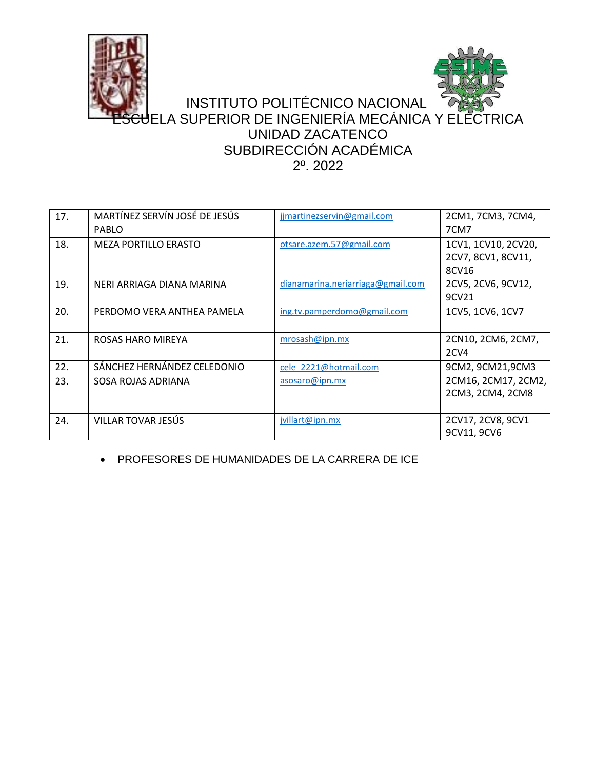INSTITUTO POLITÉCNICO NACIONAL
ESCUELA SUPERIOR DE INGENIERÍA MECÁNICA Y ELÉCTRICA
UNIDAD ZACATENCO
SUBDIRECCIÓN ACADÉMICA
2º. 2022

| | | | |
|---|---|---|---|
| 17. | MARTÍNEZ SERVÍN JOSÉ DE JESÚS PABLO | jjmartinezservin@gmail.com | 2CM1, 7CM3, 7CM4, 7CM7 |
| 18. | MEZA PORTILLO ERASTO | otsare.azem.57@gmail.com | 1CV1, 1CV10, 2CV20, 2CV7, 8CV1, 8CV11, 8CV16 |
| 19. | NERI ARRIAGA DIANA MARINA | dianamarina.neriarriaga@gmail.com | 2CV5, 2CV6, 9CV12, 9CV21 |
| 20. | PERDOMO VERA ANTHEA PAMELA | ing.tv.pamperdomo@gmail.com | 1CV5, 1CV6, 1CV7 |
| 21. | ROSAS HARO MIREYA | mrosash@ipn.mx | 2CN10, 2CM6, 2CM7, 2CV4 |
| 22. | SÁNCHEZ HERNÁNDEZ CELEDONIO | cele_2221@hotmail.com | 9CM2, 9CM21,9CM3 |
| 23. | SOSA ROJAS ADRIANA | asosaro@ipn.mx | 2CM16, 2CM17, 2CM2, 2CM3, 2CM4, 2CM8 |
| 24. | VILLAR TOVAR JESÚS | jvillart@ipn.mx | 2CV17, 2CV8, 9CV1 9CV11, 9CV6 |

- PROFESORES DE HUMANIDADES DE LA CARRERA DE ICE